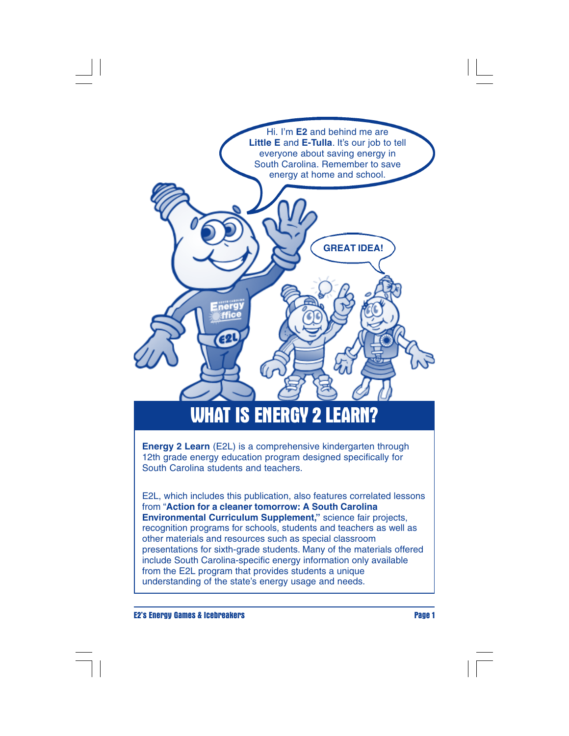Hi. I'm **E2** and behind me are **Little E** and **E-Tulla**. It's our job to tell everyone about saving energy in South Carolina. Remember to save energy at home and school.

GREAT IDEA!

# WHAT IS ENERGY 2 LEARN?

**Energy 2 Learn** (E2L) is a comprehensive kindergarten through 12th grade energy education program designed specifically for South Carolina students and teachers.

E2L, which includes this publication, also features correlated lessons from "**Action for a cleaner tomorrow: A South Carolina Environmental Curriculum Supplement,**" science fair projects, recognition programs for schools, students and teachers as well as other materials and resources such as special classroom presentations for sixth-grade students. Many of the materials offered include South Carolina-specific energy information only available from the E2L program that provides students a unique understanding of the state's energy usage and needs.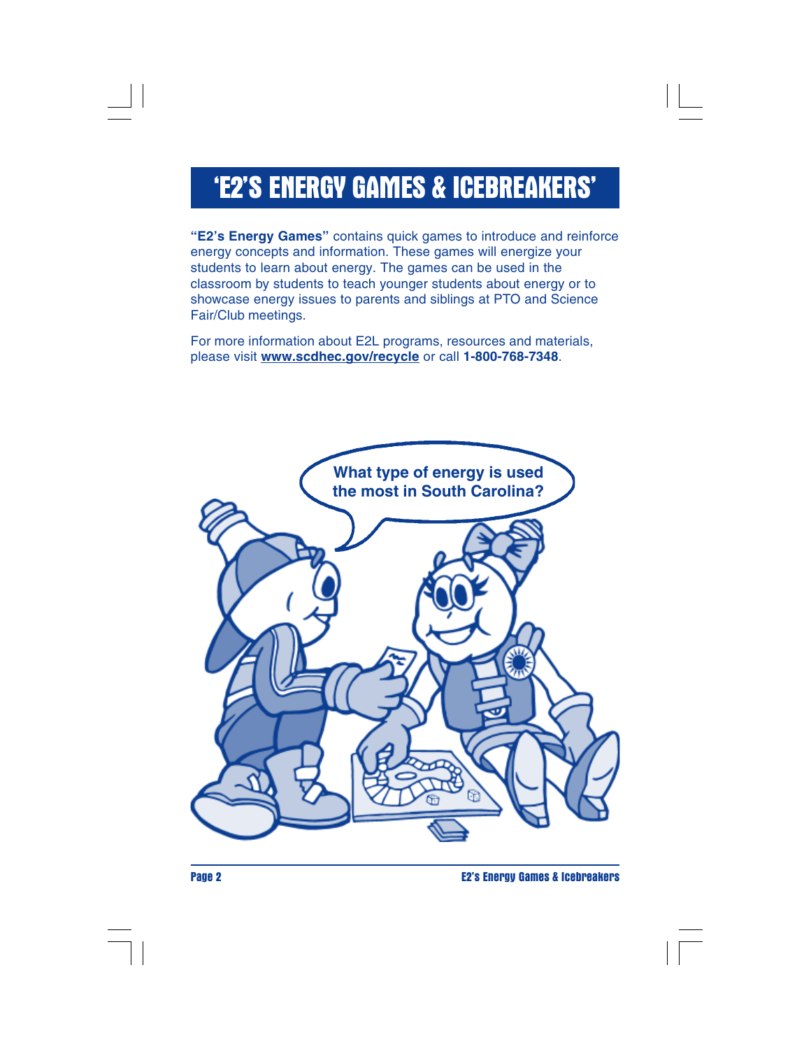# 'E2'S ENERGY GAMES & ICEBREAKERS'

**"E2's Energy Games"** contains quick games to introduce and reinforce energy concepts and information. These games will energize your students to learn about energy. The games can be used in the classroom by students to teach younger students about energy or to showcase energy issues to parents and siblings at PTO and Science Fair/Club meetings.

For more information about E2L programs, resources and materials, please visit **www.scdhec.gov/recycle** or call **1-800-768-7348**.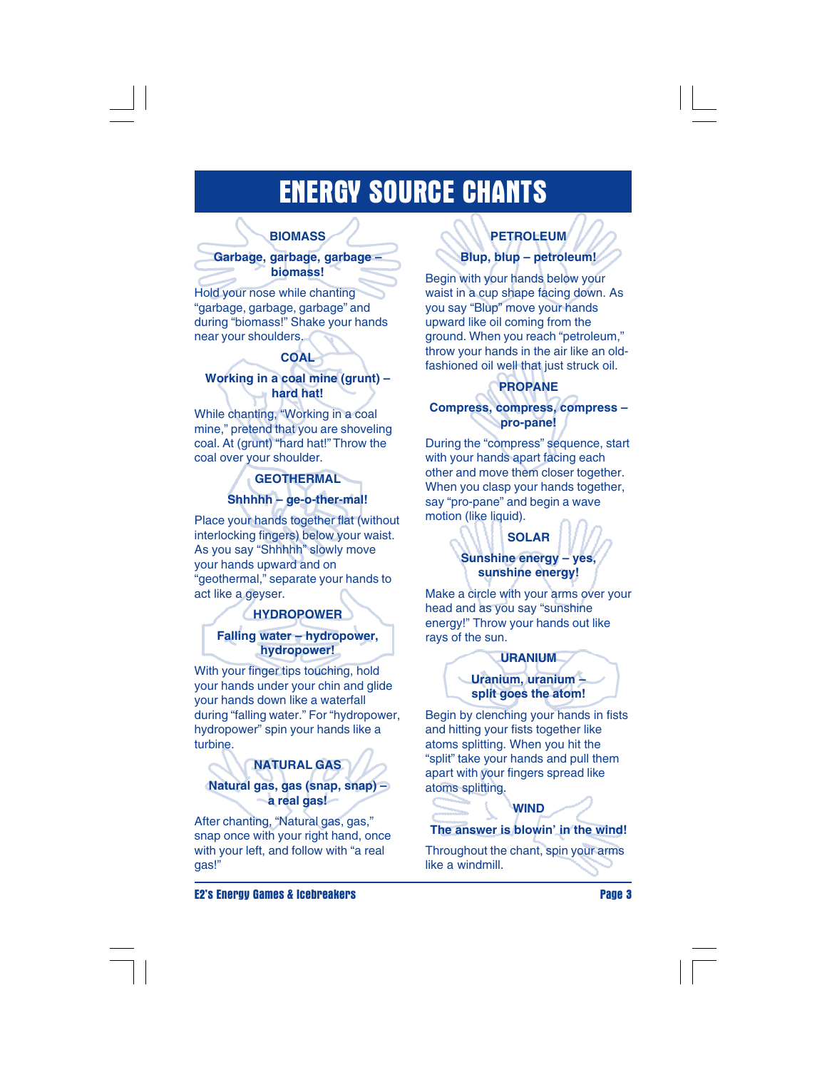# ENERGY SOURCE CHANTS

### BIOMASS

**Garbage, garbage, garbage – biomass!**

Hold your nose while chanting "garbage, garbage, garbage" and during "biomass!" Shake your hands near your shoulders.

### COAL

**Working in a coal mine (grunt) – hard hat!**

While chanting, "Working in a coal mine," pretend that you are shoveling coal. At (grunt) "hard hat!" Throw the coal over your shoulder.

### GEOTHERMAL

**Shhhhh – ge-o-ther-mal!**

Place your hands together flat (without interlocking fingers) below your waist. As you say "Shhhhh" slowly move your hands upward and on "geothermal," separate your hands to act like a geyser.

### HYDROPOWER

**Falling water – hydropower, hydropower!**

With your finger tips touching, hold your hands under your chin and glide your hands down like a waterfall during "falling water." For "hydropower, hydropower" spin your hands like a turbine.

### NATURAL GAS

**Natural gas, gas (snap, snap) – a real gas!**

After chanting, "Natural gas, gas," snap once with your right hand, once with your left, and follow with "a real gas!"

### PETROLEUM

**Blup, blup – petroleum!**

Begin with your hands below your waist in a cup shape facing down. As you say "Blup" move your hands upward like oil coming from the ground. When you reach "petroleum," throw your hands in the air like an old-fashioned oil well that just struck oil.

### PROPANE

**Compress, compress, compress – pro-pane!**

During the "compress" sequence, start with your hands apart facing each other and move them closer together. When you clasp your hands together, say "pro-pane" and begin a wave motion (like liquid).

### SOLAR

**Sunshine energy – yes, sunshine energy!**

Make a circle with your arms over your head and as you say "sunshine energy!" Throw your hands out like rays of the sun.

### URANIUM

**Uranium, uranium – split goes the atom!**

Begin by clenching your hands in fists and hitting your fists together like atoms splitting. When you hit the "split" take your hands and pull them apart with your fingers spread like atoms splitting.

### WIND

**The answer is blowin' in the wind!**

Throughout the chant, spin your arms like a windmill.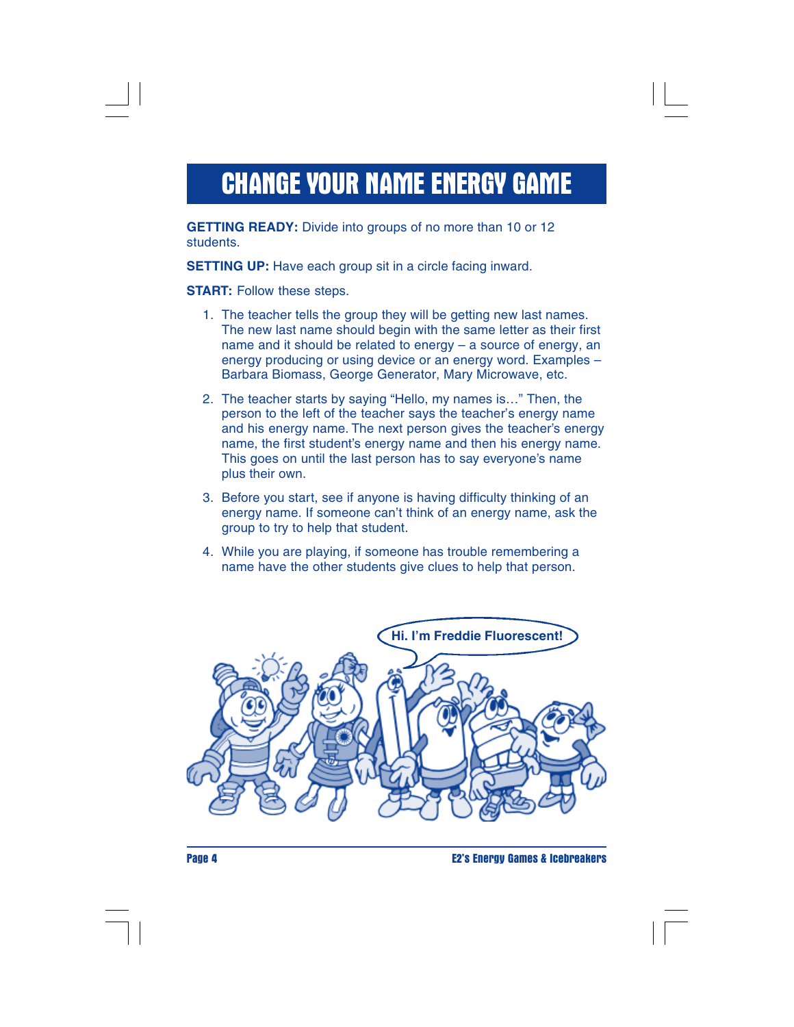# CHANGE YOUR NAME ENERGY GAME

**GETTING READY:** Divide into groups of no more than 10 or 12 students.

**SETTING UP:** Have each group sit in a circle facing inward.

**START:** Follow these steps.

1. The teacher tells the group they will be getting new last names. The new last name should begin with the same letter as their first name and it should be related to energy – a source of energy, an energy producing or using device or an energy word. Examples – Barbara Biomass, George Generator, Mary Microwave, etc.
2. The teacher starts by saying "Hello, my names is…" Then, the person to the left of the teacher says the teacher's energy name and his energy name. The next person gives the teacher's energy name, the first student's energy name and then his energy name. This goes on until the last person has to say everyone's name plus their own.
3. Before you start, see if anyone is having difficulty thinking of an energy name. If someone can't think of an energy name, ask the group to try to help that student.
4. While you are playing, if someone has trouble remembering a name have the other students give clues to help that person.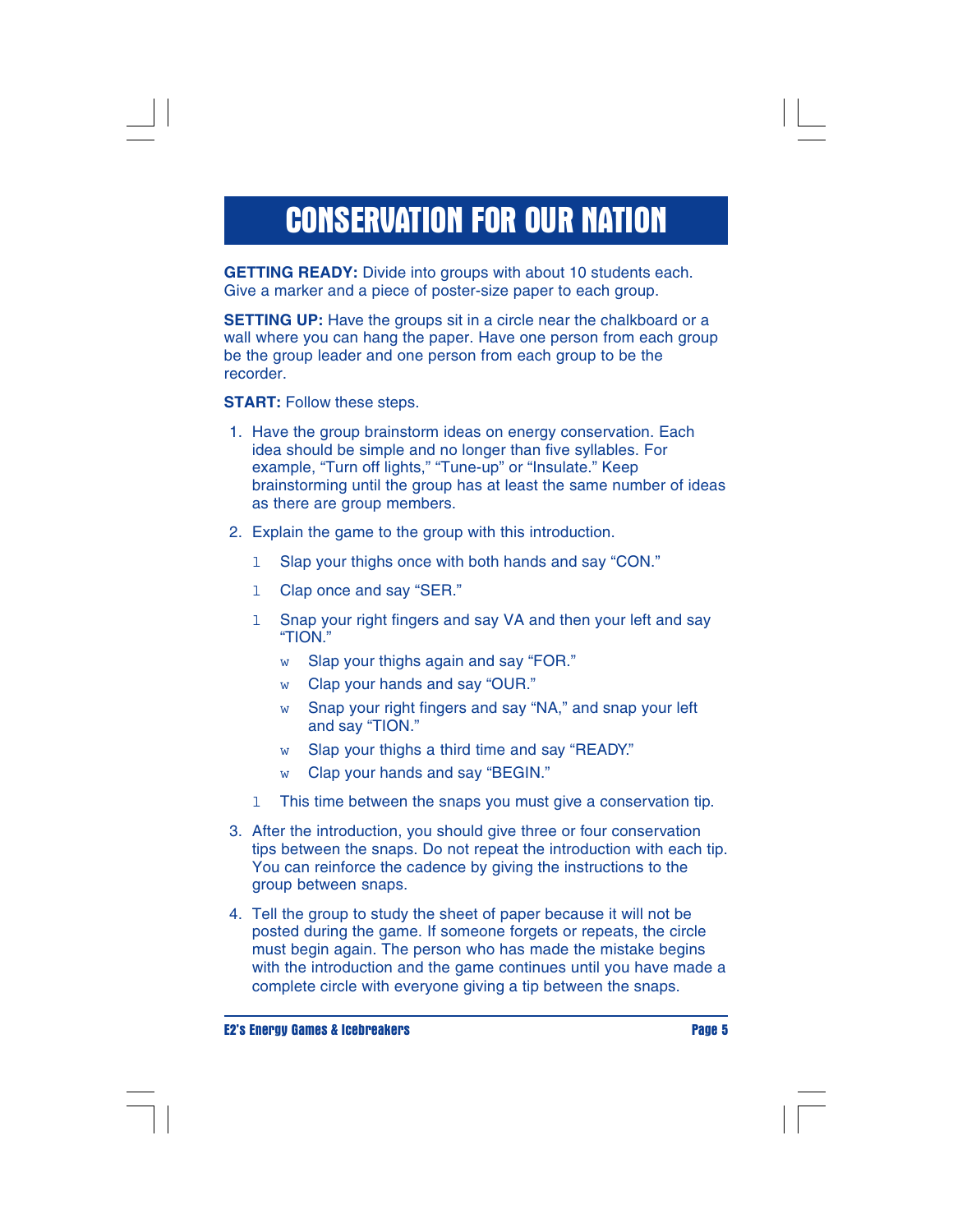# CONSERVATION FOR OUR NATION

**GETTING READY:** Divide into groups with about 10 students each. Give a marker and a piece of poster-size paper to each group.

**SETTING UP:** Have the groups sit in a circle near the chalkboard or a wall where you can hang the paper. Have one person from each group be the group leader and one person from each group to be the recorder.

**START:** Follow these steps.

1. Have the group brainstorm ideas on energy conservation. Each idea should be simple and no longer than five syllables. For example, "Turn off lights," "Tune-up" or "Insulate." Keep brainstorming until the group has at least the same number of ideas as there are group members.

2. Explain the game to the group with this introduction.
   - Slap your thighs once with both hands and say "CON."
   - Clap once and say "SER."
   - Snap your right fingers and say VA and then your left and say "TION."
     - Slap your thighs again and say "FOR."
     - Clap your hands and say "OUR."
     - Snap your right fingers and say "NA," and snap your left and say "TION."
     - Slap your thighs a third time and say "READY."
     - Clap your hands and say "BEGIN."
   - This time between the snaps you must give a conservation tip.

3. After the introduction, you should give three or four conservation tips between the snaps. Do not repeat the introduction with each tip. You can reinforce the cadence by giving the instructions to the group between snaps.

4. Tell the group to study the sheet of paper because it will not be posted during the game. If someone forgets or repeats, the circle must begin again. The person who has made the mistake begins with the introduction and the game continues until you have made a complete circle with everyone giving a tip between the snaps.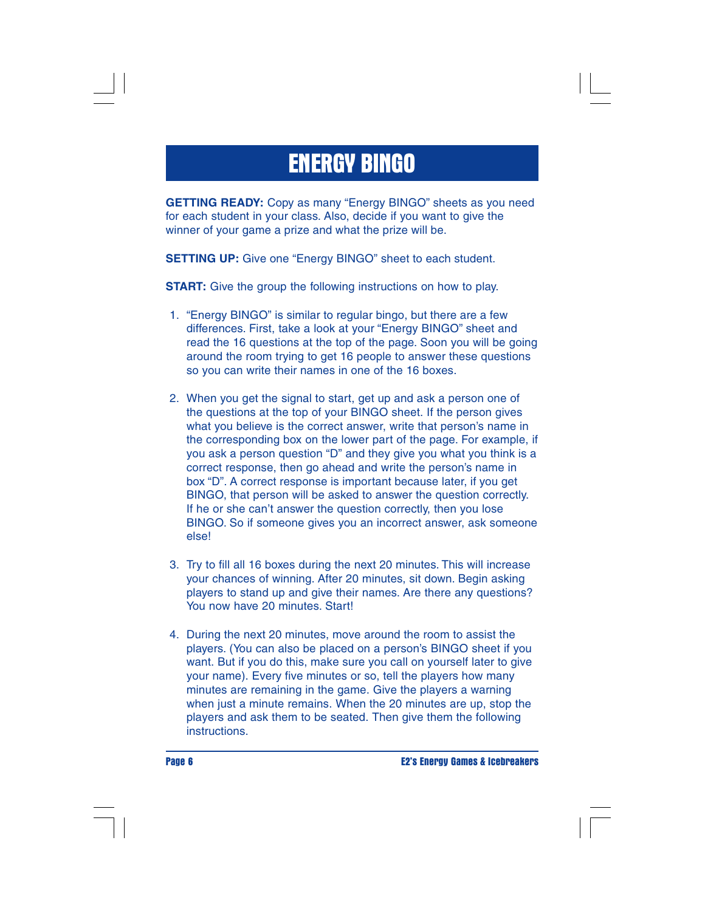# ENERGY BINGO

**GETTING READY:** Copy as many "Energy BINGO" sheets as you need for each student in your class. Also, decide if you want to give the winner of your game a prize and what the prize will be.

**SETTING UP:** Give one "Energy BINGO" sheet to each student.

**START:** Give the group the following instructions on how to play.

1. "Energy BINGO" is similar to regular bingo, but there are a few differences. First, take a look at your "Energy BINGO" sheet and read the 16 questions at the top of the page. Soon you will be going around the room trying to get 16 people to answer these questions so you can write their names in one of the 16 boxes.

2. When you get the signal to start, get up and ask a person one of the questions at the top of your BINGO sheet. If the person gives what you believe is the correct answer, write that person's name in the corresponding box on the lower part of the page. For example, if you ask a person question "D" and they give you what you think is a correct response, then go ahead and write the person's name in box "D". A correct response is important because later, if you get BINGO, that person will be asked to answer the question correctly. If he or she can't answer the question correctly, then you lose BINGO. So if someone gives you an incorrect answer, ask someone else!

3. Try to fill all 16 boxes during the next 20 minutes. This will increase your chances of winning. After 20 minutes, sit down. Begin asking players to stand up and give their names. Are there any questions? You now have 20 minutes. Start!

4. During the next 20 minutes, move around the room to assist the players. (You can also be placed on a person's BINGO sheet if you want. But if you do this, make sure you call on yourself later to give your name). Every five minutes or so, tell the players how many minutes are remaining in the game. Give the players a warning when just a minute remains. When the 20 minutes are up, stop the players and ask them to be seated. Then give them the following instructions.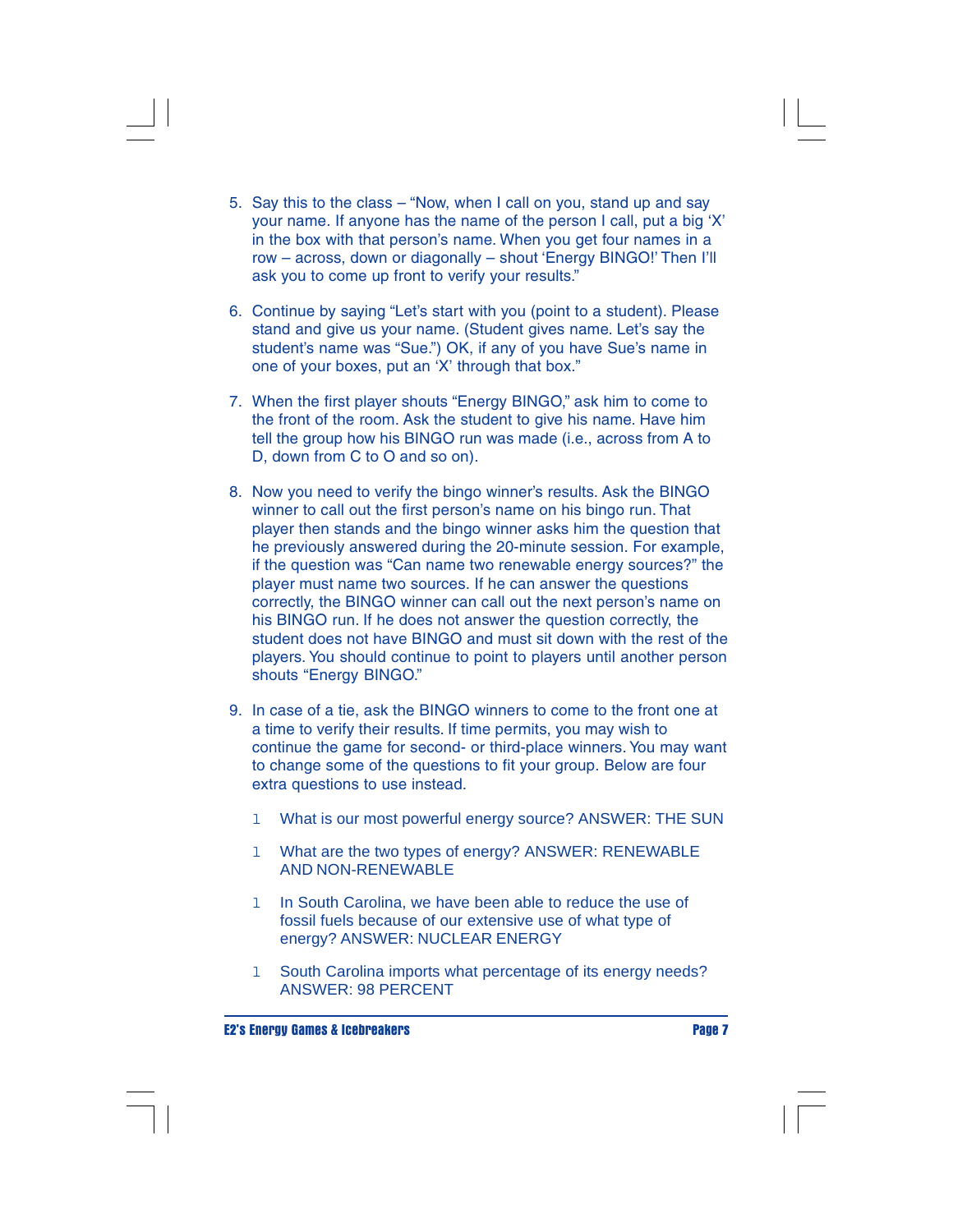5. Say this to the class – "Now, when I call on you, stand up and say your name. If anyone has the name of the person I call, put a big 'X' in the box with that person's name. When you get four names in a row – across, down or diagonally – shout 'Energy BINGO!' Then I'll ask you to come up front to verify your results."

6. Continue by saying "Let's start with you (point to a student). Please stand and give us your name. (Student gives name. Let's say the student's name was "Sue.") OK, if any of you have Sue's name in one of your boxes, put an 'X' through that box."

7. When the first player shouts "Energy BINGO," ask him to come to the front of the room. Ask the student to give his name. Have him tell the group how his BINGO run was made (i.e., across from A to D, down from C to O and so on).

8. Now you need to verify the bingo winner's results. Ask the BINGO winner to call out the first person's name on his bingo run. That player then stands and the bingo winner asks him the question that he previously answered during the 20-minute session. For example, if the question was "Can name two renewable energy sources?" the player must name two sources. If he can answer the questions correctly, the BINGO winner can call out the next person's name on his BINGO run. If he does not answer the question correctly, the student does not have BINGO and must sit down with the rest of the players. You should continue to point to players until another person shouts "Energy BINGO."

9. In case of a tie, ask the BINGO winners to come to the front one at a time to verify their results. If time permits, you may wish to continue the game for second- or third-place winners. You may want to change some of the questions to fit your group. Below are four extra questions to use instead.

   - What is our most powerful energy source? ANSWER: THE SUN
   - What are the two types of energy? ANSWER: RENEWABLE AND NON-RENEWABLE
   - In South Carolina, we have been able to reduce the use of fossil fuels because of our extensive use of what type of energy? ANSWER: NUCLEAR ENERGY
   - South Carolina imports what percentage of its energy needs? ANSWER: 98 PERCENT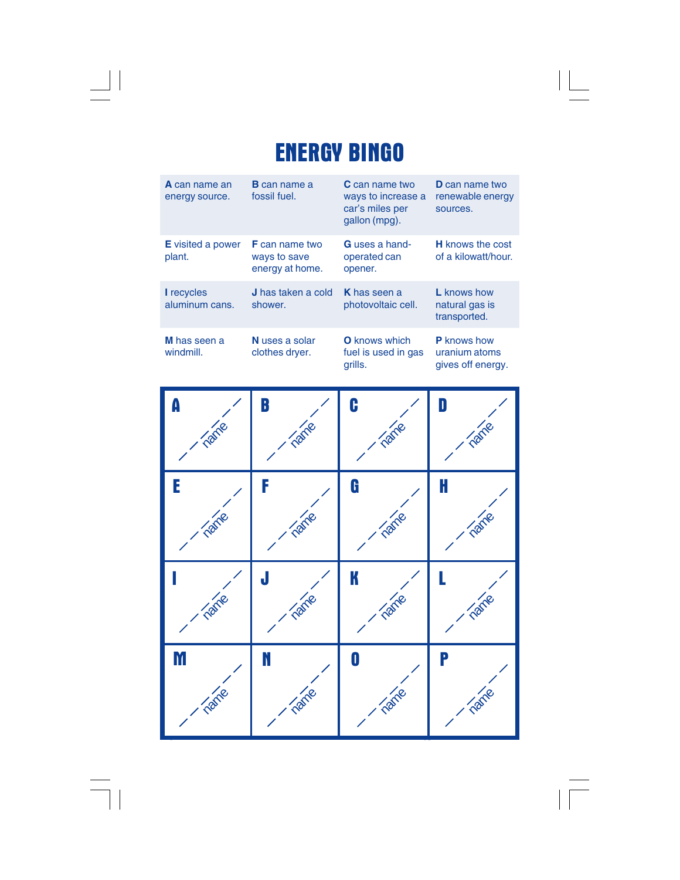# ENERGY BINGO

| | | | |
|---|---|---|---|
| **A** can name an energy source. | **B** can name a fossil fuel. | **C** can name two ways to increase a car's miles per gallon (mpg). | **D** can name two renewable energy sources. |
| **E** visited a power plant. | **F** can name two ways to save energy at home. | **G** uses a hand-operated can opener. | **H** knows the cost of a kilowatt/hour. |
| **I** recycles aluminum cans. | **J** has taken a cold shower. | **K** has seen a photovoltaic cell. | **L** knows how natural gas is transported. |
| **M** has seen a windmill. | **N** uses a solar clothes dryer. | **O** knows which fuel is used in gas grills. | **P** knows how uranium atoms gives off energy. |

| | | | |
|---|---|---|---|
| **A** name | **B** name | **C** name | **D** name |
| **E** name | **F** name | **G** name | **H** name |
| **I** name | **J** name | **K** name | **L** name |
| **M** name | **N** name | **O** name | **P** name |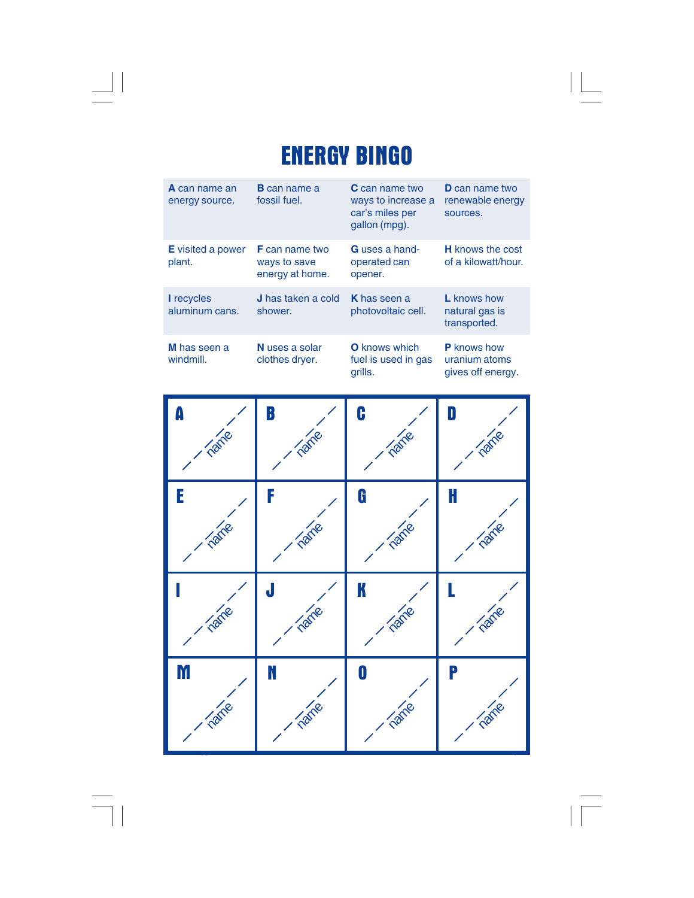# ENERGY BINGO

| | | | |
|---|---|---|---|
| **A** can name an energy source. | **B** can name a fossil fuel. | **C** can name two ways to increase a car's miles per gallon (mpg). | **D** can name two renewable energy sources. |
| **E** visited a power plant. | **F** can name two ways to save energy at home. | **G** uses a hand-operated can opener. | **H** knows the cost of a kilowatt/hour. |
| **I** recycles aluminum cans. | **J** has taken a cold shower. | **K** has seen a photovoltaic cell. | **L** knows how natural gas is transported. |
| **M** has seen a windmill. | **N** uses a solar clothes dryer. | **O** knows which fuel is used in gas grills. | **P** knows how uranium atoms gives off energy. |

| | | | |
|---|---|---|---|
| **A** name | **B** name | **C** name | **D** name |
| **E** name | **F** name | **G** name | **H** name |
| **I** name | **J** name | **K** name | **L** name |
| **M** name | **N** name | **O** name | **P** name |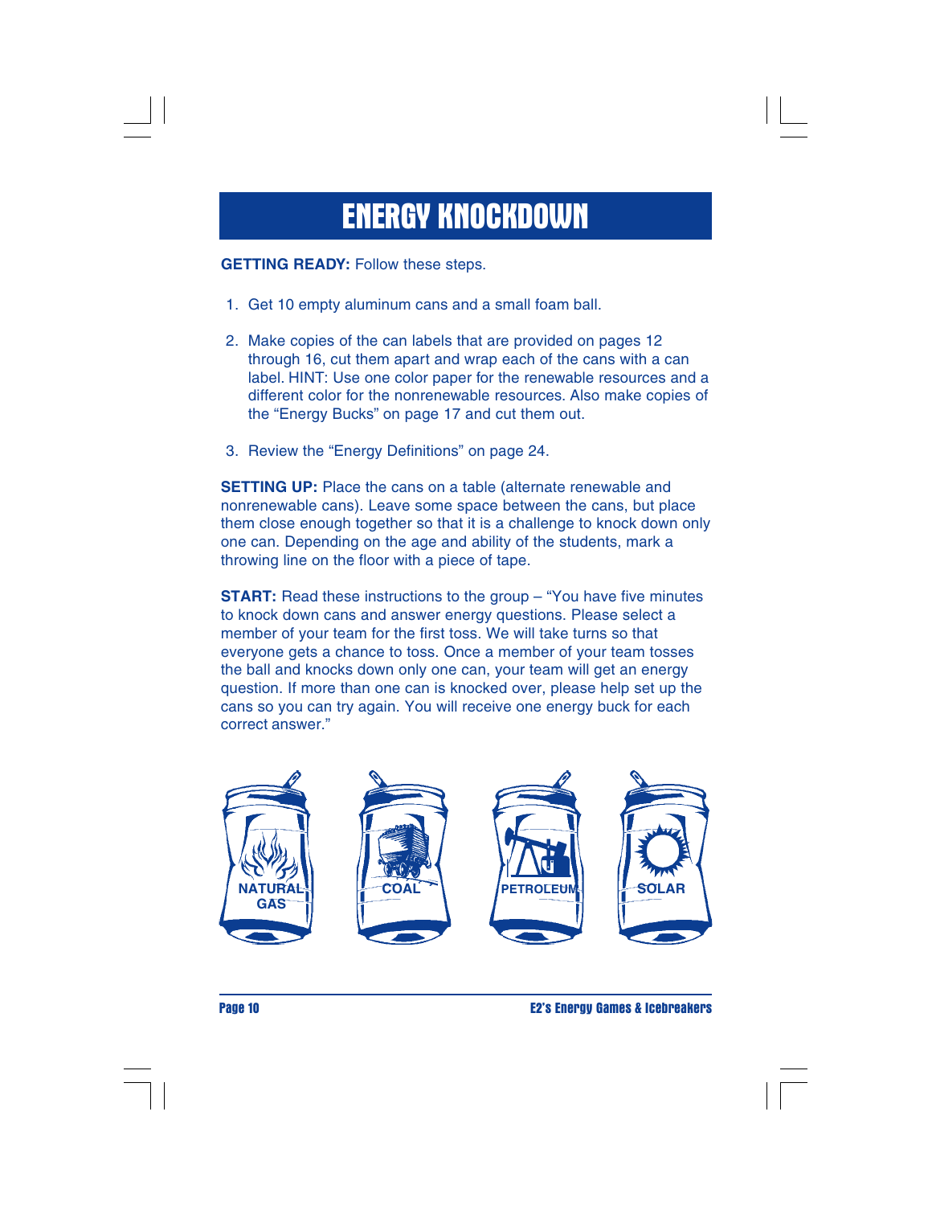# ENERGY KNOCKDOWN

**GETTING READY:** Follow these steps.

1. Get 10 empty aluminum cans and a small foam ball.

2. Make copies of the can labels that are provided on pages 12 through 16, cut them apart and wrap each of the cans with a can label. HINT: Use one color paper for the renewable resources and a different color for the nonrenewable resources. Also make copies of the "Energy Bucks" on page 17 and cut them out.

3. Review the "Energy Definitions" on page 24.

**SETTING UP:** Place the cans on a table (alternate renewable and nonrenewable cans). Leave some space between the cans, but place them close enough together so that it is a challenge to knock down only one can. Depending on the age and ability of the students, mark a throwing line on the floor with a piece of tape.

**START:** Read these instructions to the group – "You have five minutes to knock down cans and answer energy questions. Please select a member of your team for the first toss. We will take turns so that everyone gets a chance to toss. Once a member of your team tosses the ball and knocks down only one can, your team will get an energy question. If more than one can is knocked over, please help set up the cans so you can try again. You will receive one energy buck for each correct answer."

NATURAL GAS COAL PETROLEUM SOLAR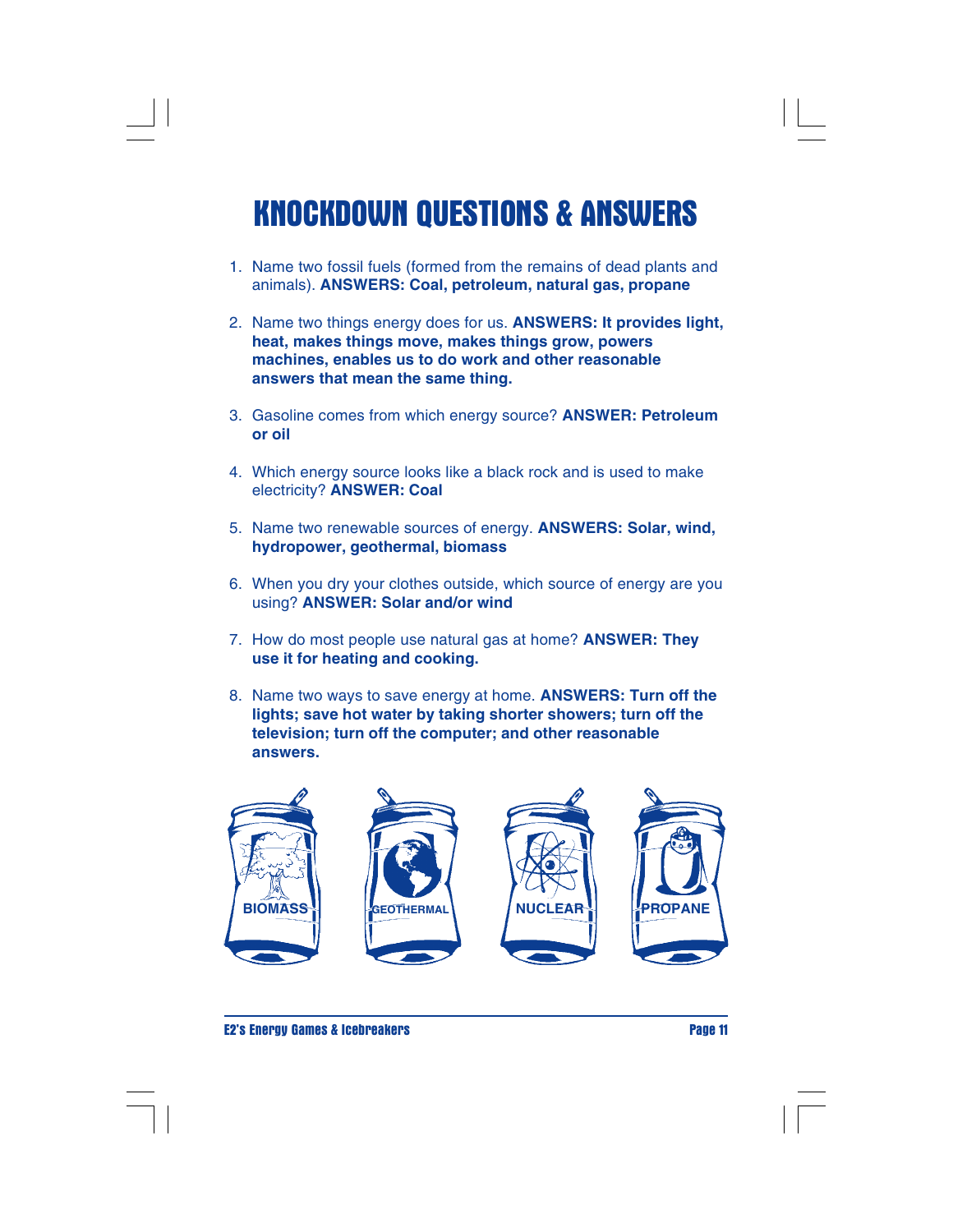# KNOCKDOWN QUESTIONS & ANSWERS

1. Name two fossil fuels (formed from the remains of dead plants and animals). **ANSWERS: Coal, petroleum, natural gas, propane**

2. Name two things energy does for us. **ANSWERS: It provides light, heat, makes things move, makes things grow, powers machines, enables us to do work and other reasonable answers that mean the same thing.**

3. Gasoline comes from which energy source? **ANSWER: Petroleum or oil**

4. Which energy source looks like a black rock and is used to make electricity? **ANSWER: Coal**

5. Name two renewable sources of energy. **ANSWERS: Solar, wind, hydropower, geothermal, biomass**

6. When you dry your clothes outside, which source of energy are you using? **ANSWER: Solar and/or wind**

7. How do most people use natural gas at home? **ANSWER: They use it for heating and cooking.**

8. Name two ways to save energy at home. **ANSWERS: Turn off the lights; save hot water by taking shorter showers; turn off the television; turn off the computer; and other reasonable answers.**

BIOMASS GEOTHERMAL NUCLEAR PROPANE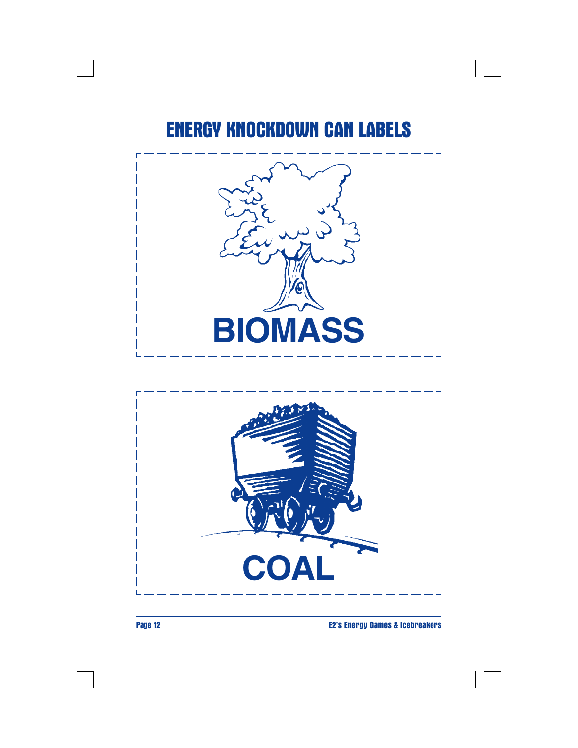# ENERGY KNOCKDOWN CAN LABELS

BIOMASS

COAL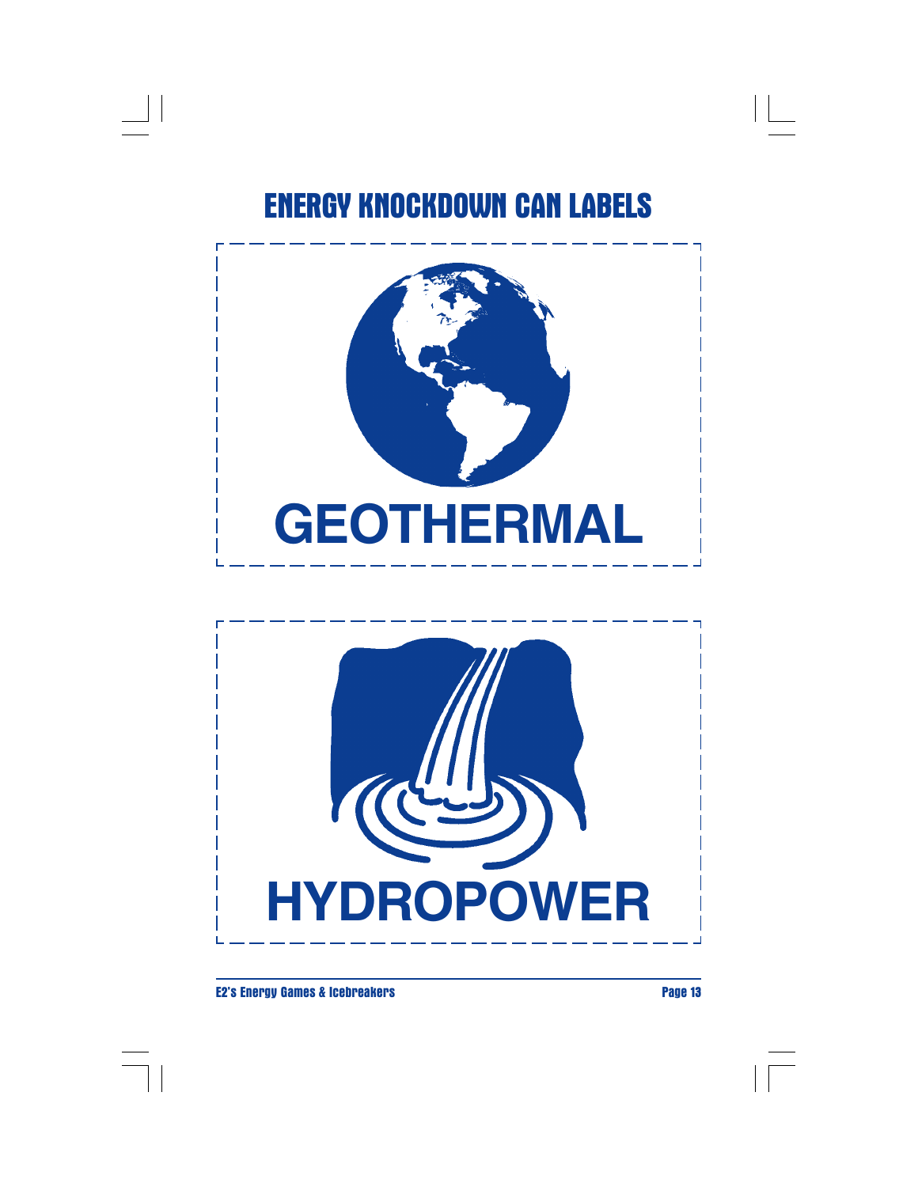# ENERGY KNOCKDOWN CAN LABELS

GEOTHERMAL

HYDROPOWER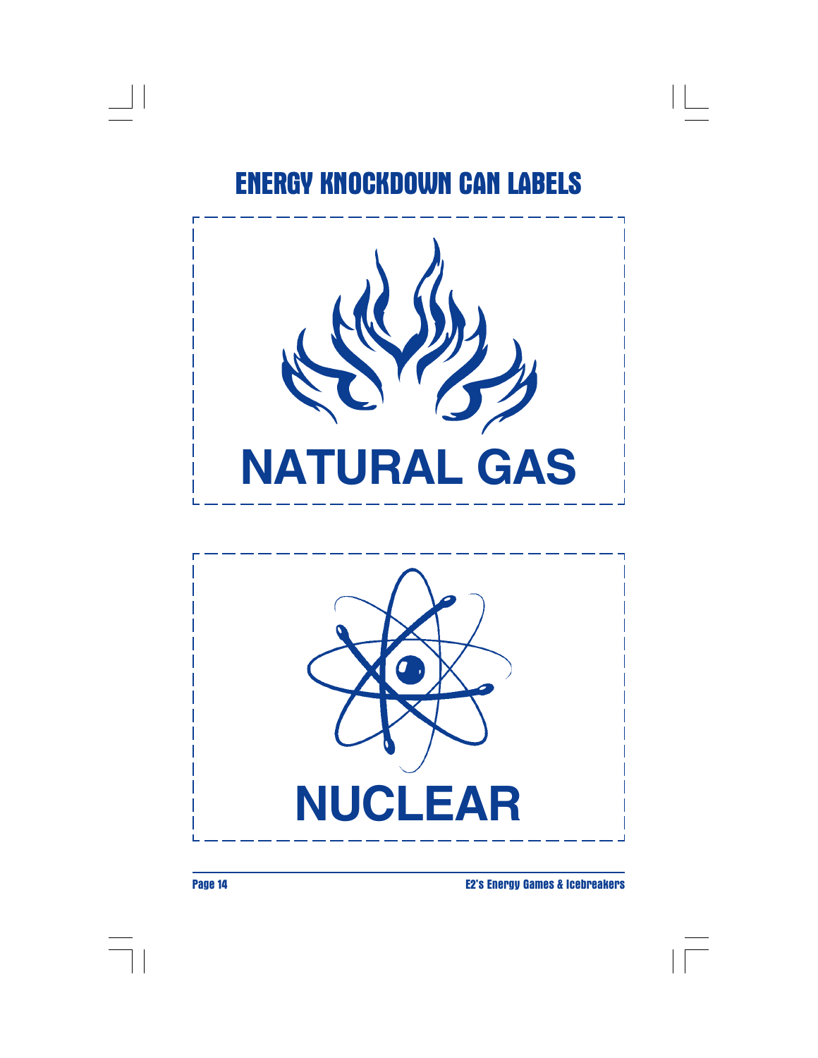# ENERGY KNOCKDOWN CAN LABELS

**NATURAL GAS**

**NUCLEAR**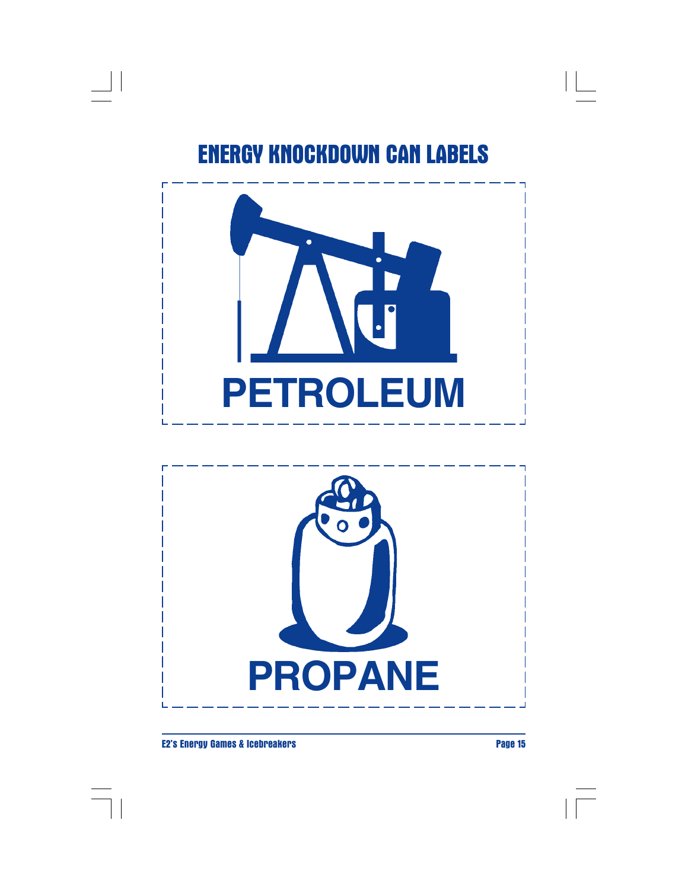# ENERGY KNOCKDOWN CAN LABELS

PETROLEUM

PROPANE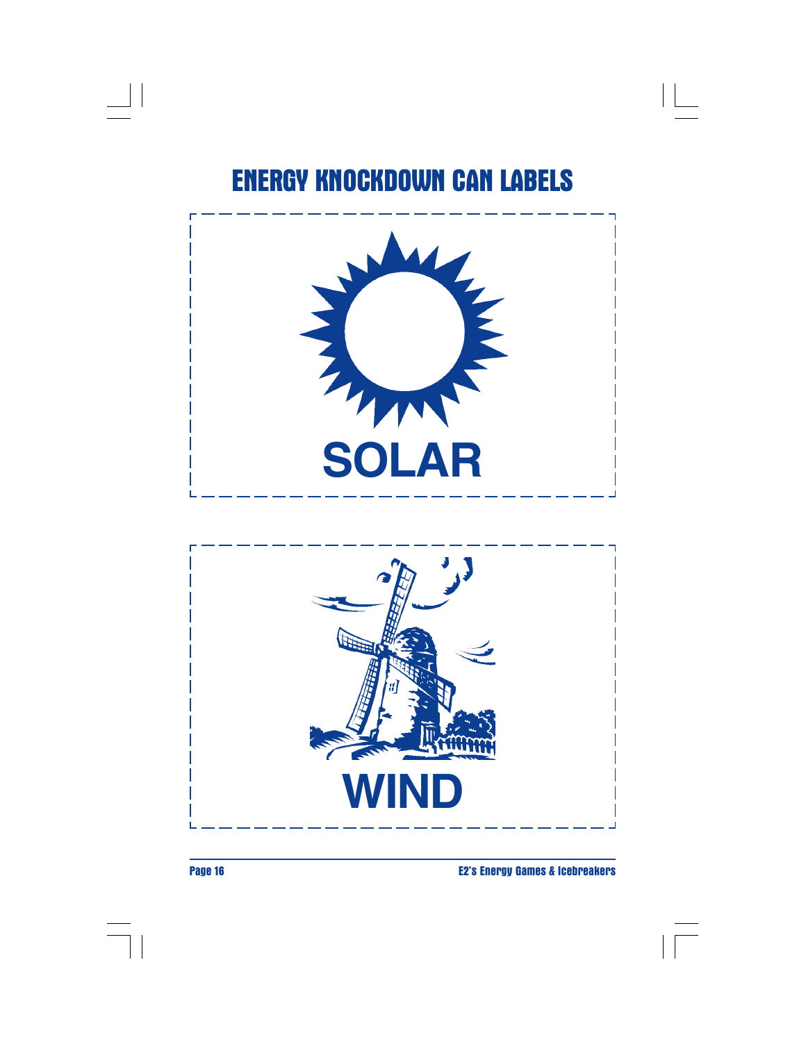# ENERGY KNOCKDOWN CAN LABELS

SOLAR

WIND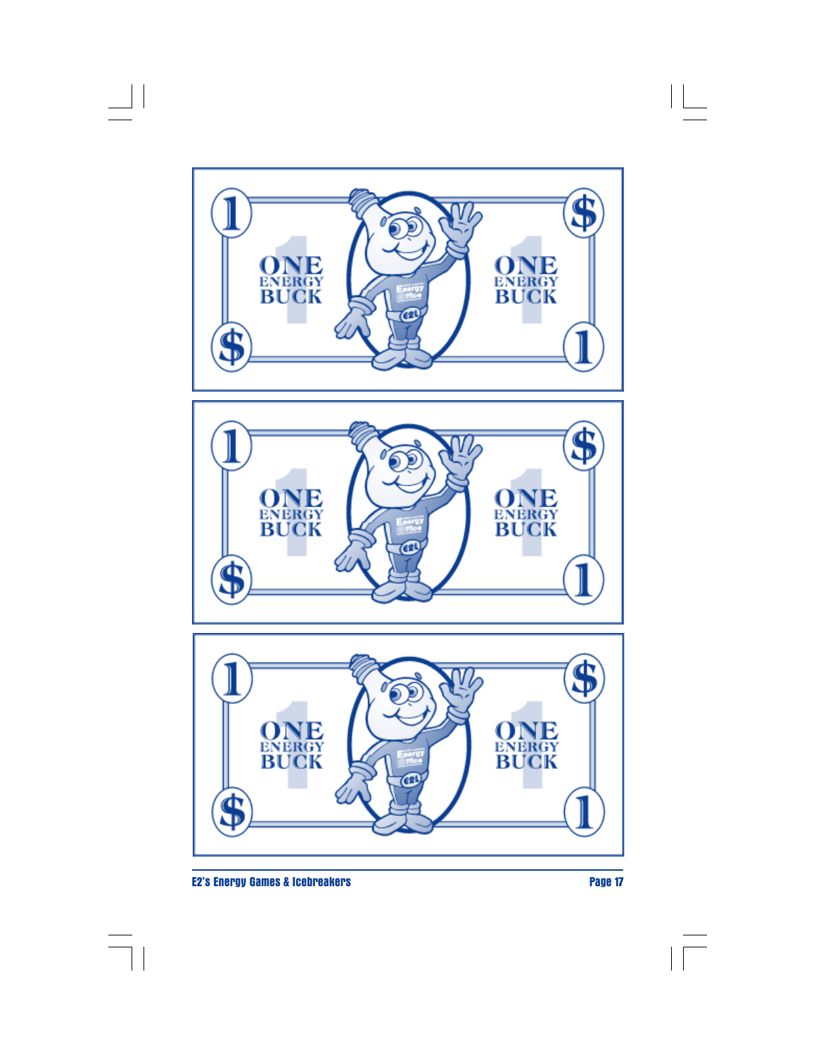1 $

ONE ENERGY BUCK

ONE ENERGY BUCK

$ 1

1 $

ONE ENERGY BUCK

ONE ENERGY BUCK

$ 1

1 $

ONE ENERGY BUCK

ONE ENERGY BUCK

$ 1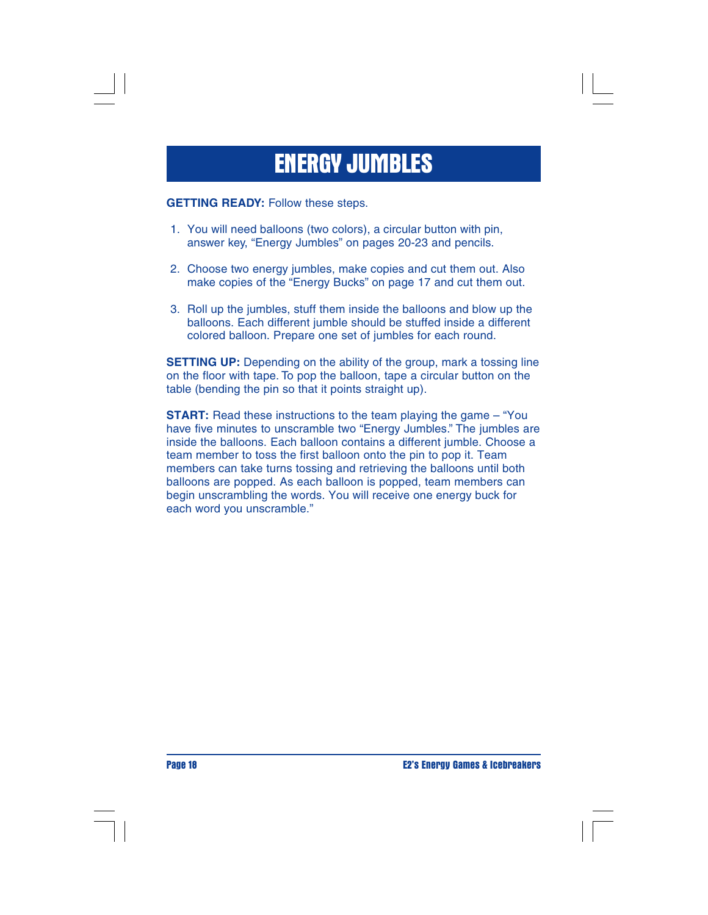# ENERGY JUMBLES

**GETTING READY:** Follow these steps.

1. You will need balloons (two colors), a circular button with pin, answer key, "Energy Jumbles" on pages 20-23 and pencils.

2. Choose two energy jumbles, make copies and cut them out. Also make copies of the "Energy Bucks" on page 17 and cut them out.

3. Roll up the jumbles, stuff them inside the balloons and blow up the balloons. Each different jumble should be stuffed inside a different colored balloon. Prepare one set of jumbles for each round.

**SETTING UP:** Depending on the ability of the group, mark a tossing line on the floor with tape. To pop the balloon, tape a circular button on the table (bending the pin so that it points straight up).

**START:** Read these instructions to the team playing the game – "You have five minutes to unscramble two "Energy Jumbles." The jumbles are inside the balloons. Each balloon contains a different jumble. Choose a team member to toss the first balloon onto the pin to pop it. Team members can take turns tossing and retrieving the balloons until both balloons are popped. As each balloon is popped, team members can begin unscrambling the words. You will receive one energy buck for each word you unscramble."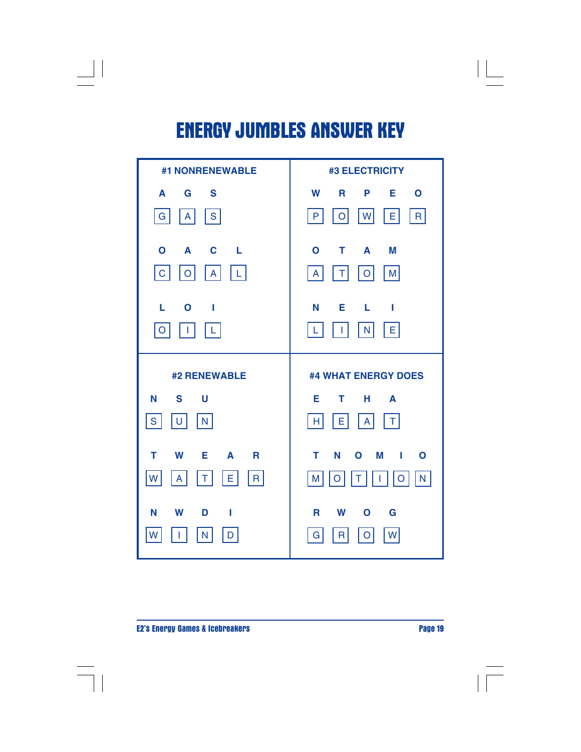# ENERGY JUMBLES ANSWER KEY

### #1 NONRENEWABLE

A G S

G A S

O A C L

C O A L

L O I

O I L

### #2 RENEWABLE

N S U

S U N

T W E A R

W A T E R

N W D I

W I N D

### #3 ELECTRICITY

W R P E O

P O W E R

O T A M

A T O M

N E L I

L I N E

### #4 WHAT ENERGY DOES

E T H A

H E A T

T N O M I O

M O T I O N

R W O G

G R O W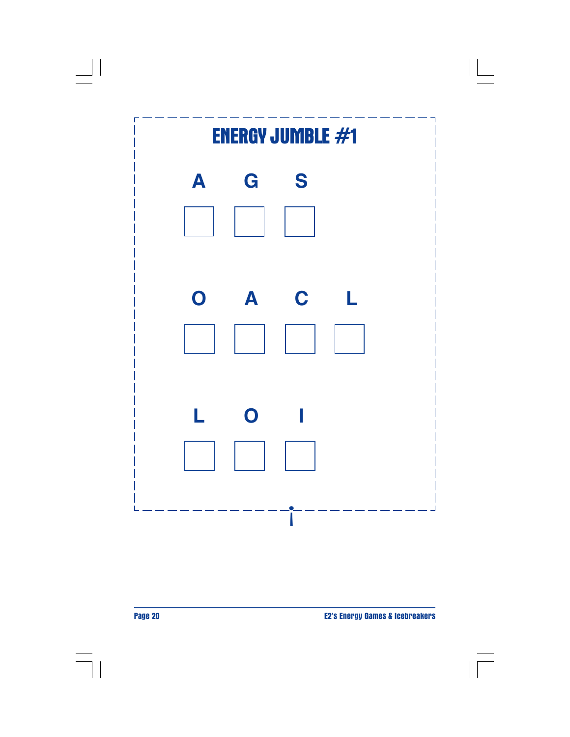# ENERGY JUMBLE #1

A G S

☐ ☐ ☐

O A C L

☐ ☐ ☐ ☐

L O I

☐ ☐ ☐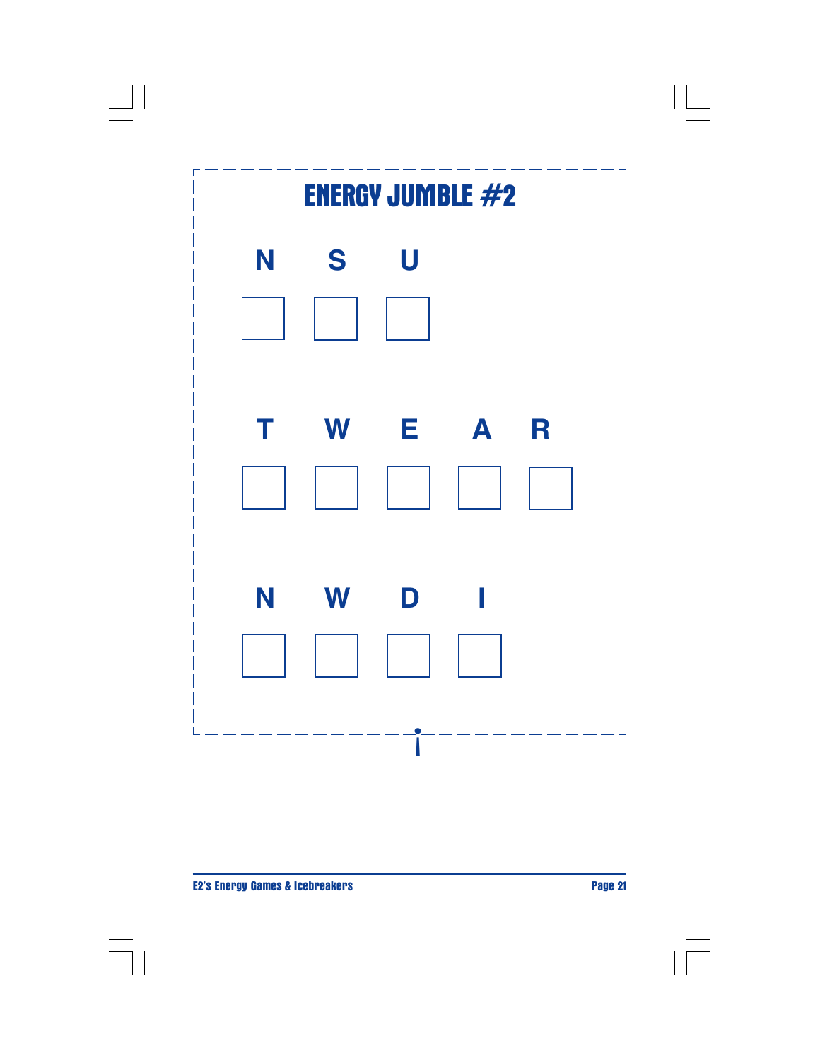# ENERGY JUMBLE #2

N S U

T W E A R

N W D I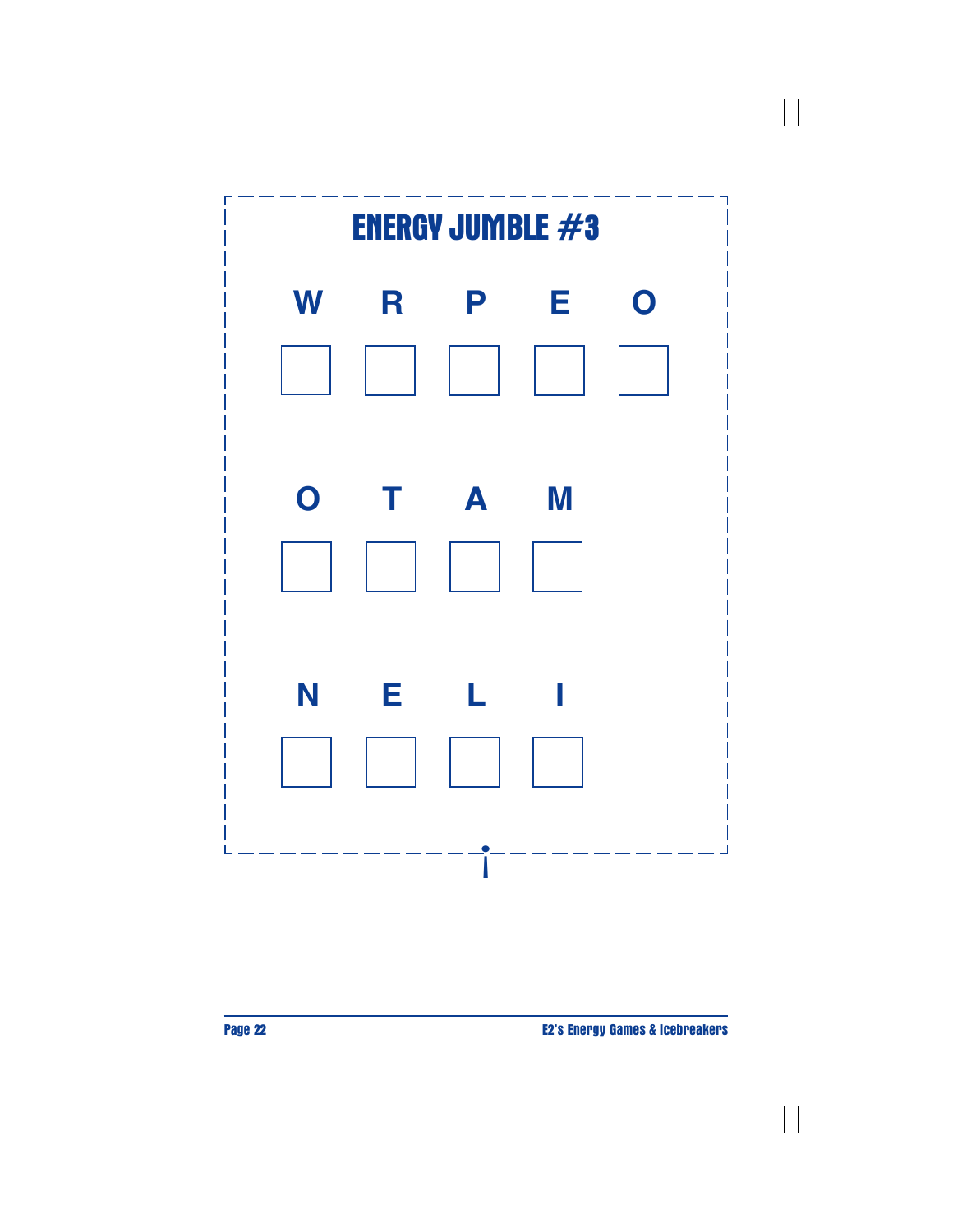# ENERGY JUMBLE #3

**W R P E O**

| | | | | |
|---|---|---|---|---|
| | | | | |

**O T A M**

| | | | |
|---|---|---|---|
| | | | |

**N E L I**

| | | | |
|---|---|---|---|
| | | | |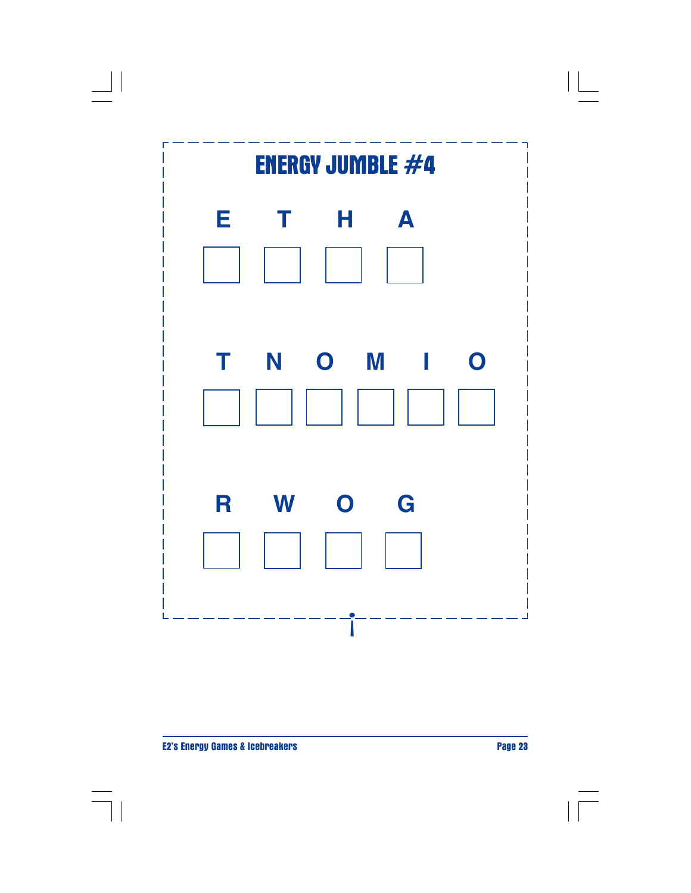# ENERGY JUMBLE #4

E T H A

| | | | |
|---|---|---|---|
| | | | |

T N O M I O

| | | | | | |
|---|---|---|---|---|---|
| | | | | | |

R W O G

| | | | |
|---|---|---|---|
| | | | |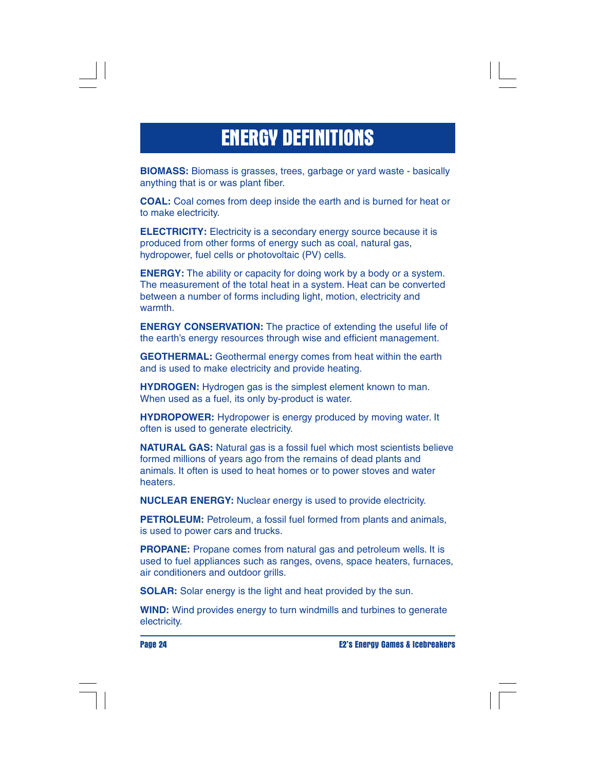# ENERGY DEFINITIONS

**BIOMASS:** Biomass is grasses, trees, garbage or yard waste - basically anything that is or was plant fiber.

**COAL:** Coal comes from deep inside the earth and is burned for heat or to make electricity.

**ELECTRICITY:** Electricity is a secondary energy source because it is produced from other forms of energy such as coal, natural gas, hydropower, fuel cells or photovoltaic (PV) cells.

**ENERGY:** The ability or capacity for doing work by a body or a system. The measurement of the total heat in a system. Heat can be converted between a number of forms including light, motion, electricity and warmth.

**ENERGY CONSERVATION:** The practice of extending the useful life of the earth's energy resources through wise and efficient management.

**GEOTHERMAL:** Geothermal energy comes from heat within the earth and is used to make electricity and provide heating.

**HYDROGEN:** Hydrogen gas is the simplest element known to man. When used as a fuel, its only by-product is water.

**HYDROPOWER:** Hydropower is energy produced by moving water. It often is used to generate electricity.

**NATURAL GAS:** Natural gas is a fossil fuel which most scientists believe formed millions of years ago from the remains of dead plants and animals. It often is used to heat homes or to power stoves and water heaters.

**NUCLEAR ENERGY:** Nuclear energy is used to provide electricity.

**PETROLEUM:** Petroleum, a fossil fuel formed from plants and animals, is used to power cars and trucks.

**PROPANE:** Propane comes from natural gas and petroleum wells. It is used to fuel appliances such as ranges, ovens, space heaters, furnaces, air conditioners and outdoor grills.

**SOLAR:** Solar energy is the light and heat provided by the sun.

**WIND:** Wind provides energy to turn windmills and turbines to generate electricity.